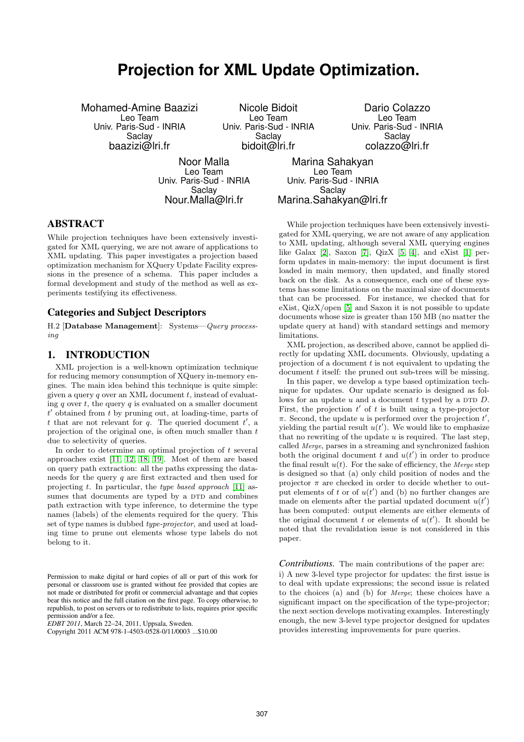# Projection for XML Update Optimization.

Mohamed-Amine Baazizi
Leo Team
Univ. Paris-Sud - INRIA Saclay
baazizi@lri.fr

Nicole Bidoit
Leo Team
Univ. Paris-Sud - INRIA Saclay
bidoit@lri.fr

Dario Colazzo
Leo Team
Univ. Paris-Sud - INRIA Saclay
colazzo@lri.fr

Noor Malla
Leo Team
Univ. Paris-Sud - INRIA Saclay
Nour.Malla@lri.fr

Marina Sahakyan
Leo Team
Univ. Paris-Sud - INRIA Saclay
Marina.Sahakyan@lri.fr

## ABSTRACT

While projection techniques have been extensively investigated for XML querying, we are not aware of applications to XML updating. This paper investigates a projection based optimization mechanism for XQuery Update Facility expressions in the presence of a schema. This paper includes a formal development and study of the method as well as experiments testifying its effectiveness.

## Categories and Subject Descriptors

H.2 [**Database Management**]: Systems—*Query processing*

## 1. INTRODUCTION

XML projection is a well-known optimization technique for reducing memory consumption of XQuery in-memory engines. The main idea behind this technique is quite simple: given a query $q$ over an XML document $t$, instead of evaluating $q$ over $t$, the query $q$ is evaluated on a smaller document $t'$ obtained from $t$ by pruning out, at loading-time, parts of $t$ that are not relevant for $q$. The queried document $t'$, a projection of the original one, is often much smaller than $t$ due to selectivity of queries.

In order to determine an optimal projection of $t$ several approaches exist [11, 12, 18, 19]. Most of them are based on query path extraction: all the paths expressing the data-needs for the query $q$ are first extracted and then used for projecting $t$. In particular, the *type based approach* [11] assumes that documents are typed by a DTD and combines path extraction with type inference, to determine the type names (labels) of the elements required for the query. This set of type names is dubbed *type-projector*, and used at loading time to prune out elements whose type labels do not belong to it.

Permission to make digital or hard copies of all or part of this work for personal or classroom use is granted without fee provided that copies are not made or distributed for profit or commercial advantage and that copies bear this notice and the full citation on the first page. To copy otherwise, to republish, to post on servers or to redistribute to lists, requires prior specific permission and/or a fee.
*EDBT 2011*, March 22–24, 2011, Uppsala, Sweden.
Copyright 2011 ACM 978-1-4503-0528-0/11/0003 ...$10.00

While projection techniques have been extensively investigated for XML querying, we are not aware of any application to XML updating, although several XML querying engines like Galax [2], Saxon [7], QizX [5, 4], and eXist [1] perform updates in main-memory: the input document is first loaded in main memory, then updated, and finally stored back on the disk. As a consequence, each one of these systems has some limitations on the maximal size of documents that can be processed. For instance, we checked that for eXist, QizX/open [5] and Saxon it is not possible to update documents whose size is greater than 150 MB (no matter the update query at hand) with standard settings and memory limitations.

XML projection, as described above, cannot be applied directly for updating XML documents. Obviously, updating a projection of a document $t$ is not equivalent to updating the document $t$ itself: the pruned out sub-trees will be missing.

In this paper, we develop a type based optimization technique for updates. Our update scenario is designed as follows for an update $u$ and a document $t$ typed by a DTD $D$. First, the projection $t'$ of $t$ is built using a type-projector $\pi$. Second, the update $u$ is performed over the projection $t'$, yielding the partial result $u(t')$. We would like to emphasize that no rewriting of the update $u$ is required. The last step, called *Merge*, parses in a streaming and synchronized fashion both the original document $t$ and $u(t')$ in order to produce the final result $u(t)$. For the sake of efficiency, the *Merge* step is designed so that (a) only child position of nodes and the projector $\pi$ are checked in order to decide whether to output elements of $t$ or of $u(t')$ and (b) no further changes are made on elements after the partial updated document $u(t')$ has been computed: output elements are either elements of the original document $t$ or elements of $u(t')$. It should be noted that the revalidation issue is not considered in this paper.

*Contributions.* The main contributions of the paper are:
i) A new 3-level type projector for updates: the first issue is to deal with update expressions; the second issue is related to the choices (a) and (b) for *Merge*; these choices have a significant impact on the specification of the type-projector; the next section develops motivating examples. Interestingly enough, the new 3-level type projector designed for updates provides interesting improvements for pure queries.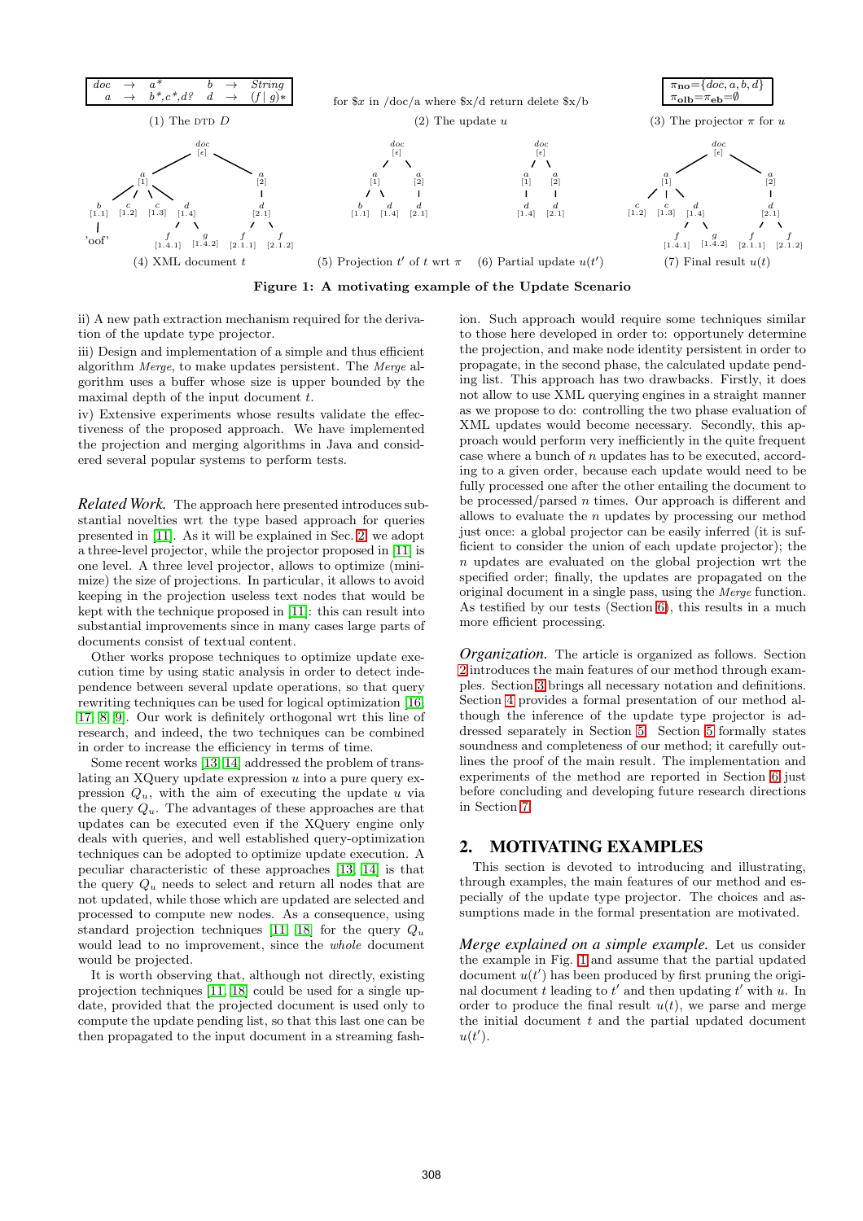| doc | → | a* | b | → | String |
|---|---|---|---|---|---|
| a | → | b*,c*,d? | d | → | (f \| g)* |

(1) The DTD $D$

for $x in /doc/a where $x/d return delete $x/b

(2) The update $u$

$\pi_{\mathbf{no}}=\{doc, a, b, d\}$
$\pi_{\mathbf{olb}}=\pi_{\mathbf{eb}}=\emptyset$

(3) The projector $\pi$ for $u$

(4) XML document $t$ (5) Projection $t'$ of $t$ wrt $\pi$ (6) Partial update $u(t')$ (7) Final result $u(t)$

**Figure 1: A motivating example of the Update Scenario**

ii) A new path extraction mechanism required for the derivation of the update type projector.

iii) Design and implementation of a simple and thus efficient algorithm *Merge*, to make updates persistent. The *Merge* algorithm uses a buffer whose size is upper bounded by the maximal depth of the input document $t$.

iv) Extensive experiments whose results validate the effectiveness of the proposed approach. We have implemented the projection and merging algorithms in Java and considered several popular systems to perform tests.

*Related Work.* The approach here presented introduces substantial novelties wrt the type based approach for queries presented in [11]. As it will be explained in Sec. 2, we adopt a three-level projector, while the projector proposed in [11] is one level. A three level projector, allows to optimize (minimize) the size of projections. In particular, it allows to avoid keeping in the projection useless text nodes that would be kept with the technique proposed in [11]: this can result into substantial improvements since in many cases large parts of documents consist of textual content.

Other works propose techniques to optimize update execution time by using static analysis in order to detect independence between several update operations, so that query rewriting techniques can be used for logical optimization [16, 17, 8, 9]. Our work is definitely orthogonal wrt this line of research, and indeed, the two techniques can be combined in order to increase the efficiency in terms of time.

Some recent works [13, 14] addressed the problem of translating an XQuery update expression $u$ into a pure query expression $Q_u$, with the aim of executing the update $u$ via the query $Q_u$. The advantages of these approaches are that updates can be executed even if the XQuery engine only deals with queries, and well established query-optimization techniques can be adopted to optimize update execution. A peculiar characteristic of these approaches [13, 14] is that the query $Q_u$ needs to select and return all nodes that are not updated, while those which are updated are selected and processed to compute new nodes. As a consequence, using standard projection techniques [11, 18] for the query $Q_u$ would lead to no improvement, since the *whole* document would be projected.

It is worth observing that, although not directly, existing projection techniques [11, 18] could be used for a single update, provided that the projected document is used only to compute the update pending list, so that this last one can be then propagated to the input document in a streaming fashion. Such approach would require some techniques similar to those here developed in order to: opportunely determine the projection, and make node identity persistent in order to propagate, in the second phase, the calculated update pending list. This approach has two drawbacks. Firstly, it does not allow to use XML querying engines in a straight manner as we propose to do: controlling the two phase evaluation of XML updates would become necessary. Secondly, this approach would perform very inefficiently in the quite frequent case where a bunch of $n$ updates has to be executed, according to a given order, because each update would need to be fully processed one after the other entailing the document to be processed/parsed $n$ times. Our approach is different and allows to evaluate the $n$ updates by processing our method just once: a global projector can be easily inferred (it is sufficient to consider the union of each update projector); the $n$ updates are evaluated on the global projection wrt the specified order; finally, the updates are propagated on the original document in a single pass, using the *Merge* function. As testified by our tests (Section 6), this results in a much more efficient processing.

*Organization.* The article is organized as follows. Section 2 introduces the main features of our method through examples. Section 3 brings all necessary notation and definitions. Section 4 provides a formal presentation of our method although the inference of the update type projector is addressed separately in Section 5. Section 5 formally states soundness and completeness of our method; it carefully outlines the proof of the main result. The implementation and experiments of the method are reported in Section 6 just before concluding and developing future research directions in Section 7.

## 2. MOTIVATING EXAMPLES

This section is devoted to introducing and illustrating, through examples, the main features of our method and especially of the update type projector. The choices and assumptions made in the formal presentation are motivated.

*Merge explained on a simple example.* Let us consider the example in Fig. 1 and assume that the partial updated document $u(t')$ has been produced by first pruning the original document $t$ leading to $t'$ and then updating $t'$ with $u$. In order to produce the final result $u(t)$, we parse and merge the initial document $t$ and the partial updated document $u(t')$.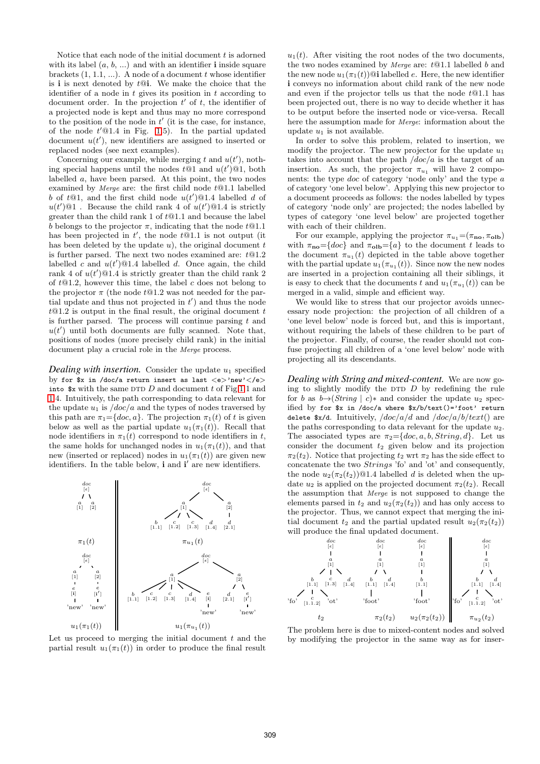Notice that each node of the initial document $t$ is adorned with its label ($a$, $b$, ...) and with an identifier $\mathbf{i}$ inside square brackets (1, 1.1, ...). A node of a document $t$ whose identifier is $\mathbf{i}$ is next denoted by $t$@$\mathbf{i}$. We make the choice that the identifier of a node in $t$ gives its position in $t$ according to document order. In the projection $t'$ of $t$, the identifier of a projected node is kept and thus may no more correspond to the position of the node in $t'$ (it is the case, for instance, of the node $t'$@1.4 in Fig. 1.5). In the partial updated document $u(t')$, new identifiers are assigned to inserted or replaced nodes (see next examples).

Concerning our example, while merging $t$ and $u(t')$, nothing special happens until the nodes $t$@1 and $u(t')$@1, both labelled $a$, have been parsed. At this point, the two nodes examined by *Merge* are: the first child node $t$@1.1 labelled $b$ of $t$@1, and the first child node $u(t')$@1.4 labelled $d$ of $u(t')$@1 . Because the child rank 4 of $u(t')$@1.4 is strictly greater than the child rank 1 of $t$@1.1 and because the label $b$ belongs to the projector $\pi$, indicating that the node $t$@1.1 has been projected in $t'$, the node $t$@1.1 is not output (it has been deleted by the update $u$), the original document $t$ is further parsed. The next two nodes examined are: $t$@1.2 labelled $c$ and $u(t')$@1.4 labelled $d$. Once again, the child rank 4 of $u(t')$@1.4 is strictly greater than the child rank 2 of $t$@1.2, however this time, the label $c$ does not belong to the projector $\pi$ (the node $t$@1.2 was not needed for the partial update and thus not projected in $t'$) and thus the node $t$@1.2 is output in the final result, the original document $t$ is further parsed. The process will continue parsing $t$ and $u(t')$ until both documents are fully scanned. Note that, positions of nodes (more precisely child rank) in the initial document play a crucial role in the *Merge* process.

***Dealing with insertion.*** Consider the update $u_1$ specified by `for $x in /doc/a return insert as last <e>'new'</e> into $x` with the same DTD $D$ and document $t$ of Fig 1.1 and 1.4. Intuitively, the path corresponding to data relevant for the update $u_1$ is $/doc/a$ and the types of nodes traversed by this path are $\pi_1$={$doc, a$}. The projection $\pi_1(t)$ of $t$ is given below as well as the partial update $u_1(\pi_1(t))$. Recall that node identifiers in $\pi_1(t)$ correspond to node identifiers in $t$, the same holds for unchanged nodes in $u_1(\pi_1(t))$, and that new (inserted or replaced) nodes in $u_1(\pi_1(t))$ are given new identifiers. In the table below, $\mathbf{i}$ and $\mathbf{i'}$ are new identifiers.

$\pi_1(t)$ | $\pi_{u_1}(t)$

$u_1(\pi_1(t))$ | $u_1(\pi_{u_1}(t))$

Let us proceed to merging the initial document $t$ and the partial result $u_1(\pi_1(t))$ in order to produce the final result $u_1(t)$. After visiting the root nodes of the two documents, the two nodes examined by *Merge* are: $t$@1.1 labelled $b$ and the new node $u_1(\pi_1(t))$@$\mathbf{i}$ labelled $e$. Here, the new identifier $\mathbf{i}$ conveys no information about child rank of the new node and even if the projector tells us that the node $t$@1.1 has been projected out, there is no way to decide whether it has to be output before the inserted node or vice-versa. Recall here the assumption made for *Merge*: information about the update $u_1$ is not available.

In order to solve this problem, related to insertion, we modify the projector. The new projector for the update $u_1$ takes into account that the path $/doc/a$ is the target of an insertion. As such, the projector $\pi_{u_1}$ will have 2 components: the type $doc$ of category 'node only' and the type $a$ of category 'one level below'. Applying this new projector to a document proceeds as follows: the nodes labelled by types of category 'node only' are projected; the nodes labelled by types of category 'one level below' are projected together with each of their children.

For our example, applying the projector $\pi_{u_1}$=($\pi_{\mathbf{no}}, \pi_{\mathbf{olb}}$) with $\pi_{\mathbf{no}}$={$doc$} and $\pi_{\mathbf{olb}}$={$a$} to the document $t$ leads to the document $\pi_{u_1}(t)$ depicted in the table above together with the partial update $u_1(\pi_{u_1}(t))$. Since now the new nodes are inserted in a projection containing all their siblings, it is easy to check that the documents $t$ and $u_1(\pi_{u_1}(t))$ can be merged in a valid, simple and efficient way.

We would like to stress that our projector avoids unnecessary node projection: the projection of all children of a 'one level below' node is forced but, and this is important, without requiring the labels of these children to be part of the projector. Finally, of course, the reader should not confuse projecting all children of a 'one level below' node with projecting all its descendants.

***Dealing with String and mixed-content.*** We are now going to slightly modify the DTD $D$ by redefining the rule for $b$ as $b \rightarrow (String \mid c)*$ and consider the update $u_2$ specified by `for $x in /doc/a where $x/b/text()='foot' return delete $x/d`. Intuitively, $/doc/a/d$ and $/doc/a/b/text()$ are the paths corresponding to data relevant for the update $u_2$. The associated types are $\pi_2$={$doc, a, b, String, d$}. Let us consider the document $t_2$ given below and its projection $\pi_2(t_2)$. Notice that projecting $t_2$ wrt $\pi_2$ has the side effect to concatenate the two *Strings* 'fo' and 'ot' and consequently, the node $u_2(\pi_2(t_2))$@1.4 labelled $d$ is deleted when the update $u_2$ is applied on the projected document $\pi_2(t_2)$. Recall the assumption that *Merge* is not supposed to change the elements parsed in $t_2$ and $u_2(\pi_2(t_2))$ and has only access to the projector. Thus, we cannot expect that merging the initial document $t_2$ and the partial updated result $u_2(\pi_2(t_2))$ will produce the final updated document.

$t_2$ | $\pi_2(t_2)$ | $u_2(\pi_2(t_2))$ | $\pi_{u_2}(t_2)$

The problem here is due to mixed-content nodes and solved by modifying the projector in the same way as for inser-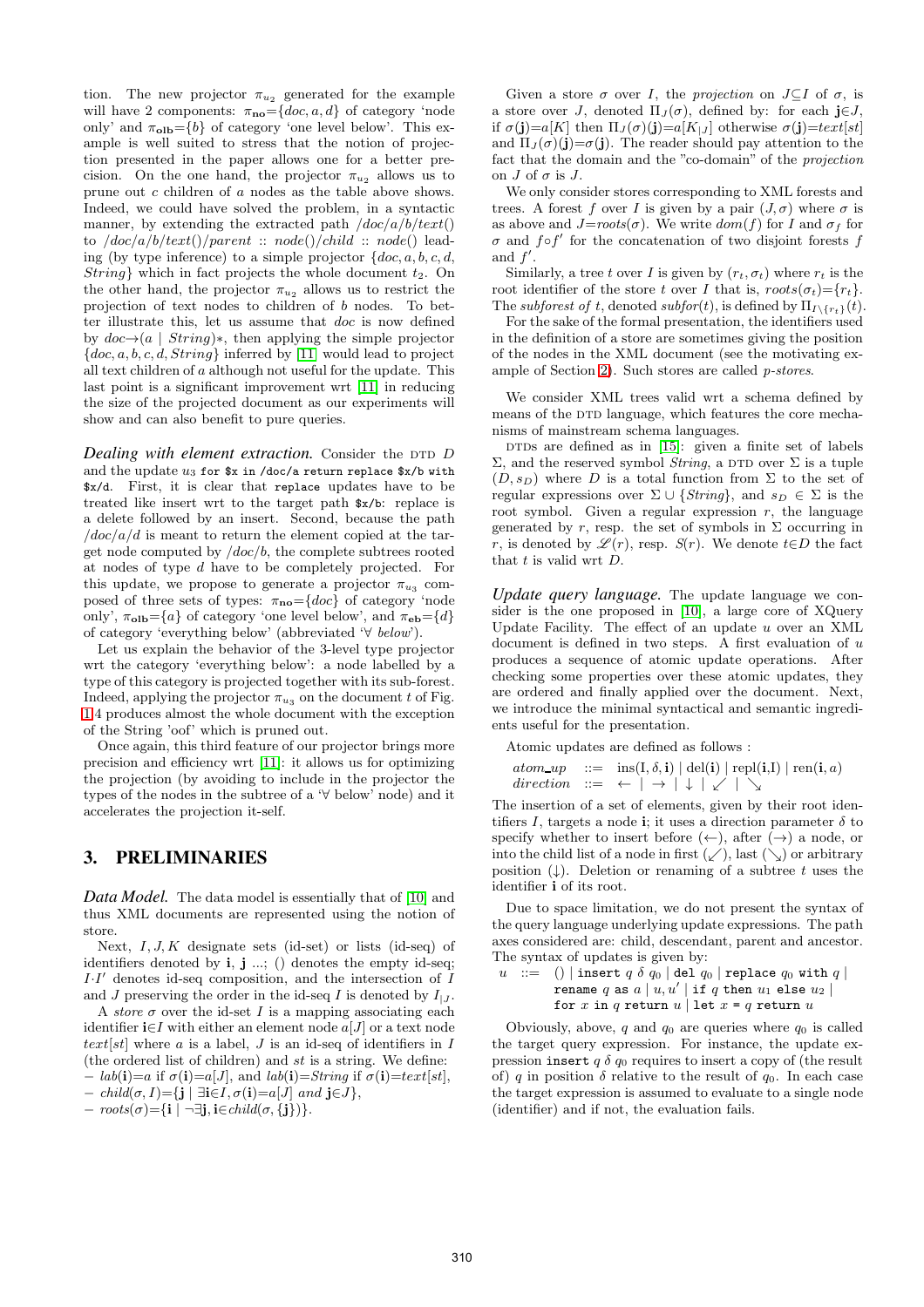tion. The new projector $\pi_{u_2}$ generated for the example will have 2 components: $\pi_{\mathbf{no}}=\{doc, a, d\}$ of category 'node only' and $\pi_{\mathbf{olb}}=\{b\}$ of category 'one level below'. This example is well suited to stress that the notion of projection presented in the paper allows one for a better precision. On the one hand, the projector $\pi_{u_2}$ allows us to prune out $c$ children of $a$ nodes as the table above shows. Indeed, we could have solved the problem, in a syntactic manner, by extending the extracted path $/doc/a/b/text()$ to $/doc/a/b/text()/parent :: node()/child :: node()$ leading (by type inference) to a simple projector $\{doc, a, b, c, d, String\}$ which in fact projects the whole document $t_2$. On the other hand, the projector $\pi_{u_2}$ allows us to restrict the projection of text nodes to children of $b$ nodes. To better illustrate this, let us assume that $doc$ is now defined by $doc \rightarrow (a \mid String)*$, then applying the simple projector $\{doc, a, b, c, d, String\}$ inferred by [11] would lead to project all text children of $a$ although not useful for the update. This last point is a significant improvement wrt [11] in reducing the size of the projected document as our experiments will show and can also benefit to pure queries.

*Dealing with element extraction.* Consider the DTD $D$ and the update $u_3$ `for $x in /doc/a return replace $x/b with $x/d`. First, it is clear that `replace` updates have to be treated like insert wrt to the target path `$x/b`: replace is a delete followed by an insert. Second, because the path $/doc/a/d$ is meant to return the element copied at the target node computed by $/doc/b$, the complete subtrees rooted at nodes of type $d$ have to be completely projected. For this update, we propose to generate a projector $\pi_{u_3}$ composed of three sets of types: $\pi_{\mathbf{no}}=\{doc\}$ of category 'node only', $\pi_{\mathbf{olb}}=\{a\}$ of category 'one level below', and $\pi_{\mathbf{eb}}=\{d\}$ of category 'everything below' (abbreviated '$\forall$ *below*').

Let us explain the behavior of the 3-level type projector wrt the category 'everything below': a node labelled by a type of this category is projected together with its sub-forest. Indeed, applying the projector $\pi_{u_3}$ on the document $t$ of Fig. 1.4 produces almost the whole document with the exception of the String 'oof' which is pruned out.

Once again, this third feature of our projector brings more precision and efficiency wrt [11]: it allows us for optimizing the projection (by avoiding to include in the projector the types of the nodes in the subtree of a '$\forall$ below' node) and it accelerates the projection it-self.

## 3. PRELIMINARIES

*Data Model.* The data model is essentially that of [10] and thus XML documents are represented using the notion of store.

Next, $I, J, K$ designate sets (id-set) or lists (id-seq) of identifiers denoted by $\mathbf{i}$, $\mathbf{j}$ ...; () denotes the empty id-seq; $I{\cdot}I'$ denotes id-seq composition, and the intersection of $I$ and $J$ preserving the order in the id-seq $I$ is denoted by $I_{|J}$.

A *store* $\sigma$ over the id-set $I$ is a mapping associating each identifier $\mathbf{i}\in I$ with either an element node $a[J]$ or a text node $text[st]$ where $a$ is a label, $J$ is an id-seq of identifiers in $I$ (the ordered list of children) and $st$ is a string. We define:

- $lab(\mathbf{i})=a$ if $\sigma(\mathbf{i})=a[J]$, and $lab(\mathbf{i})=String$ if $\sigma(\mathbf{i})=text[st]$,
- $child(\sigma, I)=\{\mathbf{j} \mid \exists \mathbf{i}\in I, \sigma(\mathbf{i})=a[J] \textit{ and } \mathbf{j}\in J\}$,
- $roots(\sigma)=\{\mathbf{i} \mid \neg\exists \mathbf{j}, \mathbf{i}\in child(\sigma, \{\mathbf{j}\})\}$.

Given a store $\sigma$ over $I$, the *projection* on $J\subseteq I$ of $\sigma$, is a store over $J$, denoted $\Pi_J(\sigma)$, defined by: for each $\mathbf{j}\in J$, if $\sigma(\mathbf{j})=a[K]$ then $\Pi_J(\sigma)(\mathbf{j})=a[K_{|J}]$ otherwise $\sigma(\mathbf{j})=text[st]$ and $\Pi_J(\sigma)(\mathbf{j})=\sigma(\mathbf{j})$. The reader should pay attention to the fact that the domain and the "co-domain" of the *projection* on $J$ of $\sigma$ is $J$.

We only consider stores corresponding to XML forests and trees. A forest $f$ over $I$ is given by a pair $(J, \sigma)$ where $\sigma$ is as above and $J=roots(\sigma)$. We write $dom(f)$ for $I$ and $\sigma_f$ for $\sigma$ and $f{\circ}f'$ for the concatenation of two disjoint forests $f$ and $f'$.

Similarly, a tree $t$ over $I$ is given by $(r_t, \sigma_t)$ where $r_t$ is the root identifier of the store $t$ over $I$ that is, $roots(\sigma_t)=\{r_t\}$. The *subforest of* $t$, denoted $subfor(t)$, is defined by $\Pi_{I\setminus\{r_t\}}(t)$.

For the sake of the formal presentation, the identifiers used in the definition of a store are sometimes giving the position of the nodes in the XML document (see the motivating example of Section 2). Such stores are called *p-stores*.

We consider XML trees valid wrt a schema defined by means of the DTD language, which features the core mechanisms of mainstream schema languages.

DTDs are defined as in [15]: given a finite set of labels $\Sigma$, and the reserved symbol *String*, a DTD over $\Sigma$ is a tuple $(D, s_D)$ where $D$ is a total function from $\Sigma$ to the set of regular expressions over $\Sigma \cup \{String\}$, and $s_D \in \Sigma$ is the root symbol. Given a regular expression $r$, the language generated by $r$, resp. the set of symbols in $\Sigma$ occurring in $r$, is denoted by $\mathscr{L}(r)$, resp. $S(r)$. We denote $t{\in}D$ the fact that $t$ is valid wrt $D$.

*Update query language.* The update language we consider is the one proposed in [10], a large core of XQuery Update Facility. The effect of an update $u$ over an XML document is defined in two steps. A first evaluation of $u$ produces a sequence of atomic update operations. After checking some properties over these atomic updates, they are ordered and finally applied over the document. Next, we introduce the minimal syntactical and semantic ingredients useful for the presentation.

Atomic updates are defined as follows :

$$
\begin{array}{lcl}
atom\_up & ::= & \text{ins}(\text{I}, \delta, \mathbf{i}) \mid \text{del}(\mathbf{i}) \mid \text{repl}(\mathbf{i},\text{I}) \mid \text{ren}(\mathbf{i}, a) \\
direction & ::= & \leftarrow \mid \rightarrow \mid \downarrow \mid \swarrow \mid \searrow
\end{array}
$$

The insertion of a set of elements, given by their root identifiers $I$, targets a node $\mathbf{i}$; it uses a direction parameter $\delta$ to specify whether to insert before ($\leftarrow$), after ($\rightarrow$) a node, or into the child list of a node in first ($\swarrow$), last ($\searrow$) or arbitrary position ($\downarrow$). Deletion or renaming of a subtree $t$ uses the identifier $\mathbf{i}$ of its root.

Due to space limitation, we do not present the syntax of the query language underlying update expressions. The path axes considered are: child, descendant, parent and ancestor. The syntax of updates is given by:

$u$ ::= () | `insert` $q$ $\delta$ $q_0$ | `del` $q_0$ | `replace` $q_0$ `with` $q$ | `rename` $q$ `as` $a$ | $u, u'$ | `if` $q$ `then` $u_1$ `else` $u_2$ | `for` $x$ `in` $q$ `return` $u$ | `let` $x$ = $q$ `return` $u$

Obviously, above, $q$ and $q_0$ are queries where $q_0$ is called the target query expression. For instance, the update expression `insert` $q$ $\delta$ $q_0$ requires to insert a copy of (the result of) $q$ in position $\delta$ relative to the result of $q_0$. In each case the target expression is assumed to evaluate to a single node (identifier) and if not, the evaluation fails.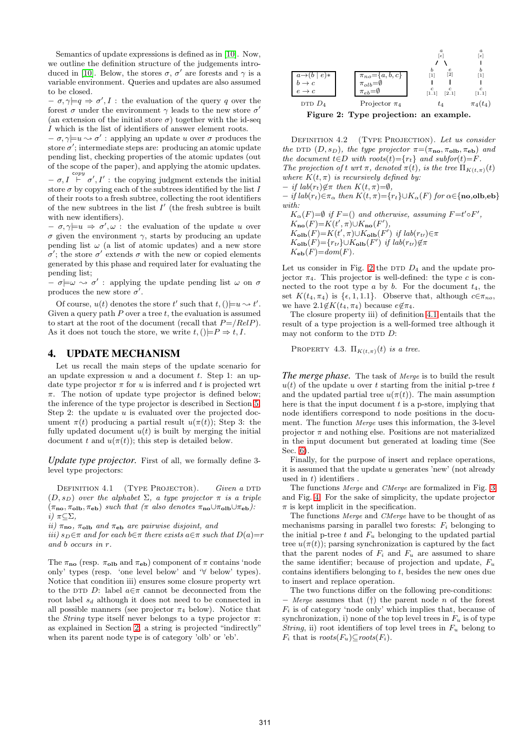Semantics of update expressions is defined as in [10]. Now, we outline the definition structure of the judgements introduced in [10]. Below, the stores $\sigma$, $\sigma'$ are forests and $\gamma$ is a variable environment. Queries and updates are also assumed to be closed.

– $\sigma, \gamma \models q \Rightarrow \sigma', I$ : the evaluation of the query $q$ over the forest $\sigma$ under the environment $\gamma$ leads to the new store $\sigma'$ (an extension of the initial store $\sigma$) together with the id-seq $I$ which is the list of identifiers of answer element roots.

– $\sigma, \gamma \models u \rightsquigarrow \sigma'$ : applying an update $u$ over $\sigma$ produces the store $\sigma'$; intermediate steps are: producing an atomic update pending list, checking properties of the atomic updates (out of the scope of the paper), and applying the atomic updates.

– $\sigma, I \overset{copy}{\vdash} \sigma', I'$ : the copying judgment extends the initial store $\sigma$ by copying each of the subtrees identified by the list $I$ of their roots to a fresh subtree, collecting the root identifiers of the new subtrees in the list $I'$ (the fresh subtree is built with new identifiers).

– $\sigma, \gamma \models u \Rightarrow \sigma', \omega$ : the evaluation of the update $u$ over $\sigma$ given the environment $\gamma$, starts by producing an update pending list $\omega$ (a list of atomic updates) and a new store $\sigma'$; the store $\sigma'$ extends $\sigma$ with the new or copied elements generated by this phase and required later for evaluating the pending list;

– $\sigma \models \omega \rightsquigarrow \sigma'$ : applying the update pending list $\omega$ on $\sigma$ produces the new store $\sigma'$.

Of course, $u(t)$ denotes the store $t'$ such that $t, () \models u \rightsquigarrow t'$. Given a query path $P$ over a tree $t$, the evaluation is assumed to start at the root of the document (recall that $P$=/$RelP$). As it does not touch the store, we write $t, () \models P \Rightarrow t, I$.

## 4. UPDATE MECHANISM

Let us recall the main steps of the update scenario for an update expression $u$ and a document $t$. Step 1: an update type projector $\pi$ for $u$ is inferred and $t$ is projected wrt $\pi$. The notion of update type projector is defined below; the inference of the type projector is described in Section 5. Step 2: the update $u$ is evaluated over the projected document $\pi(t)$ producing a partial result $u(\pi(t))$; Step 3: the fully updated document $u(t)$ is built by merging the initial document $t$ and $u(\pi(t))$; this step is detailed below.

*Update type projector.* First of all, we formally define 3-level type projectors:

Definition 4.1 (Type Projector). *Given a* DTD $(D, s_D)$ *over the alphabet* $\Sigma$*, a type projector* $\pi$ *is a triple* $(\pi_{\mathbf{no}}, \pi_{\mathbf{olb}}, \pi_{\mathbf{eb}})$ *such that (*$\pi$ *also denotes* $\pi_{\mathbf{no}} \cup \pi_{\mathbf{olb}} \cup \pi_{\mathbf{eb}}$*):*
*i)* $\pi \subseteq \Sigma$,
*ii)* $\pi_{\mathbf{no}}$, $\pi_{\mathbf{olb}}$ *and* $\pi_{\mathbf{eb}}$ *are pairwise disjoint, and*
*iii)* $s_D \in \pi$ *and for each* $b \in \pi$ *there exists* $a \in \pi$ *such that* $D(a) = r$ *and* $b$ *occurs in* $r$.

The $\pi_{\mathbf{no}}$ (resp. $\pi_{\mathbf{olb}}$ and $\pi_{\mathbf{eb}}$) component of $\pi$ contains 'node only' types (resp. 'one level below' and '∀ below' types). Notice that condition iii) ensures some closure property wrt to the DTD $D$: label $a \in \pi$ cannot be deconnected from the root label $s_d$ although it does not need to be connected in all possible manners (see projector $\pi_4$ below). Notice that the *String* type itself never belongs to a type projector $\pi$: as explained in Section 2, a string is projected "indirectly" when its parent node type is of category 'olb' or 'eb'.

| DTD $D_4$ | Projector $\pi_4$ |
|---|---|
| $a \rightarrow (b \mid e)*$ <br> $b \rightarrow c$ <br> $e \rightarrow c$ | $\pi_{no} = \{a, b, c\}$ <br> $\pi_{olb} = \emptyset$ <br> $\pi_{eb} = \emptyset$ |

$t_4$: $a$ $[\epsilon]$ with children $b$ $[1]$ (child $c$ $[1.1]$) and $e$ $[2]$ (child $c$ $[2.1]$).

$\pi_4(t_4)$: $a$ $[\epsilon]$ with child $b$ $[1]$ (child $c$ $[1.1]$).

**Figure 2: Type projection: an example.**

Definition 4.2 (Type Projection). *Let us consider the* DTD $(D, s_D)$*, the type projector* $\pi = (\pi_{\mathbf{no}}, \pi_{\mathbf{olb}}, \pi_{\mathbf{eb}})$ *and the document* $t \in D$ *with* $roots(t) = \{r_t\}$ *and* $subfor(t) = F$*. The projection of* $t$ *wrt* $\pi$*, denoted* $\pi(t)$*, is the tree* $\Pi_{K(t,\pi)}(t)$ *where* $K(t, \pi)$ *is recursively defined by:*
– *if* $lab(r_t) \notin \pi$ *then* $K(t, \pi) = \emptyset$,
– *if* $lab(r_t) \in \pi_\alpha$ *then* $K(t, \pi) = \{r_t\} \cup K_\alpha(F)$ *for* $\alpha \in \{\mathbf{no}, \mathbf{olb}, \mathbf{eb}\}$ *with:*
$K_\alpha(F) = \emptyset$ *if* $F = ()$ *and otherwise, assuming* $F = t' \circ F'$,
$K_{\mathbf{no}}(F) = K(t', \pi) \cup K_{\mathbf{no}}(F')$,
$K_{\mathbf{olb}}(F) = K(t', \pi) \cup K_{\mathbf{olb}}(F')$ *if* $lab(r_{t'}) \in \pi$
$K_{\mathbf{olb}}(F) = \{r_{t'}\} \cup K_{\mathbf{olb}}(F')$ *if* $lab(r_{t'}) \notin \pi$
$K_{\mathbf{eb}}(F) = dom(F)$.

Let us consider in Fig. 2 the DTD $D_4$ and the update projector $\pi_4$. This projector is well-defined: the type $c$ is connected to the root type $a$ by $b$. For the document $t_4$, the set $K(t_4, \pi_4)$ is $\{\epsilon, 1, 1.1\}$. Observe that, although $c \in \pi_{no}$, we have $2.1 \notin K(t_4, \pi_4)$ because $e \notin \pi_4$.

The closure property iii) of definition 4.1 entails that the result of a type projection is a well-formed tree although it may not conform to the DTD $D$:

Property 4.3. $\Pi_{K(t,\pi)}(t)$ *is a tree.*

*The merge phase.* The task of *Merge* is to build the result $u(t)$ of the update $u$ over $t$ starting from the initial p-tree $t$ and the updated partial tree $u(\pi(t))$. The main assumption here is that the input document $t$ is a p-store, implying that node identifiers correspond to node positions in the document. The function *Merge* uses this information, the 3-level projector $\pi$ and nothing else. Positions are not materialized in the input document but generated at loading time (See Sec. 6).

Finally, for the purpose of insert and replace operations, it is assumed that the update $u$ generates 'new' (not already used in $t$) identifiers .

The functions *Merge* and *CMerge* are formalized in Fig. 3 and Fig. 4. For the sake of simplicity, the update projector $\pi$ is kept implicit in the specification.

The functions *Merge* and *CMerge* have to be thought of as mechanisms parsing in parallel two forests: $F_i$ belonging to the initial p-tree $t$ and $F_u$ belonging to the updated partial tree $u(\pi(t))$; parsing synchronization is captured by the fact that the parent nodes of $F_i$ and $F_u$ are assumed to share the same identifier; because of projection and update, $F_u$ contains identifiers belonging to $t$, besides the new ones due to insert and replace operation.

The two functions differ on the following pre-conditions:
– *Merge* assumes that (†) the parent node $n$ of the forest $F_i$ is of category 'node only' which implies that, because of synchronization, i) none of the top level trees in $F_u$ is of type *String*, ii) root identifiers of top level trees in $F_u$ belong to $F_i$ that is $roots(F_u) \subseteq roots(F_i)$.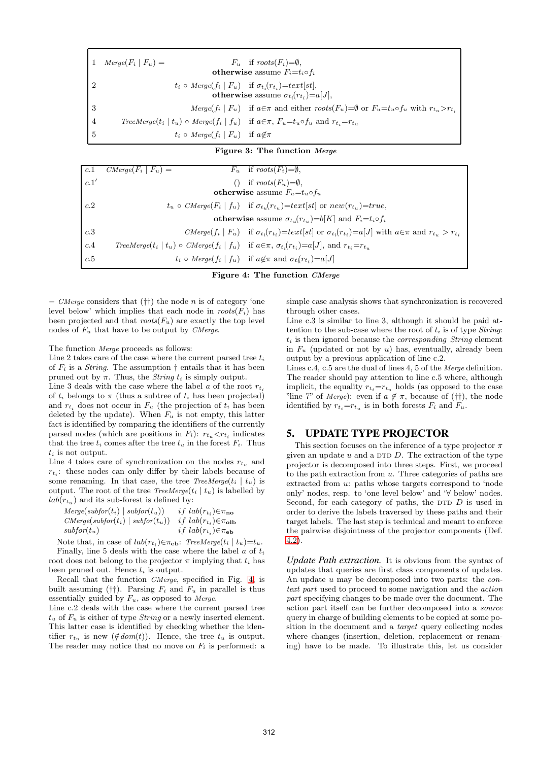| | | |
|---|---|---|
| 1 | $Merge(F_i \mid F_u) =$ | $F_u$ if $roots(F_i)=\emptyset$, **otherwise** assume $F_i=t_i \circ f_i$ |
| 2 | | $t_i \circ Merge(f_i \mid F_u)$ if $\sigma_{t_i}(r_{t_i})=text[st]$, **otherwise** assume $\sigma_{t_i}(r_{t_i})=a[J]$, |
| 3 | | $Merge(f_i \mid F_u)$ if $a \in \pi$ and either $roots(F_u)=\emptyset$ or $F_u=t_u \circ f_u$ with $r_{t_u} > r_{t_i}$ |
| 4 | | $TreeMerge(t_i \mid t_u) \circ Merge(f_i \mid f_u)$ if $a \in \pi$, $F_u=t_u \circ f_u$ and $r_{t_i}=r_{t_u}$ |
| 5 | | $t_i \circ Merge(f_i \mid F_u)$ if $a \notin \pi$ |

**Figure 3: The function *Merge***

| | | |
|---|---|---|
| c.1 | $CMerge(F_i \mid F_u) =$ | $F_u$ if $roots(F_i)=\emptyset$, |
| c.1′ | | $()$ if $roots(F_u)=\emptyset$, **otherwise** assume $F_u=t_u \circ f_u$ |
| c.2 | | $t_u \circ CMerge(F_i \mid f_u)$ if $\sigma_{t_u}(r_{t_u})=text[st]$ or $new(r_{t_u})=true$, **otherwise** assume $\sigma_{t_u}(r_{t_u})=b[K]$ and $F_i=t_i \circ f_i$ |
| c.3 | | $CMerge(f_i \mid F_u)$ if $\sigma_{t_i}(r_{t_i})=text[st]$ or $\sigma_{t_i}(r_{t_i})=a[J]$ with $a \in \pi$ and $r_{t_u} > r_{t_i}$ |
| c.4 | | $TreeMerge(t_i \mid t_u) \circ CMerge(f_i \mid f_u)$ if $a \in \pi$, $\sigma_{t_i}(r_{t_i})=a[J]$, and $r_{t_i}=r_{t_u}$ |
| c.5 | | $t_i \circ Merge(f_i \mid f_u)$ if $a \notin \pi$ and $\sigma_t(r_{t_i})=a[J]$ |

**Figure 4: The function *CMerge***

– *CMerge* considers that (††) the node $n$ is of category 'one level below' which implies that each node in $roots(F_i)$ has been projected and that $roots(F_u)$ are exactly the top level nodes of $F_u$ that have to be output by *CMerge*.

The function *Merge* proceeds as follows:
Line 2 takes care of the case where the current parsed tree $t_i$ of $F_i$ is a *String*. The assumption † entails that it has been pruned out by $\pi$. Thus, the *String* $t_i$ is simply output.
Line 3 deals with the case where the label $a$ of the root $r_{t_i}$ of $t_i$ belongs to $\pi$ (thus a subtree of $t_i$ has been projected) and $r_{t_i}$ does not occur in $F_u$ (the projection of $t_i$ has been deleted by the update). When $F_u$ is not empty, this latter fact is identified by comparing the identifiers of the currently parsed nodes (which are positions in $F_i$): $r_{t_u} < r_{t_i}$ indicates that the tree $t_i$ comes after the tree $t_u$ in the forest $F_i$. Thus $t_i$ is not output.
Line 4 takes care of synchronization on the nodes $r_{t_u}$ and $r_{t_i}$: these nodes can only differ by their labels because of some renaming. In that case, the tree $TreeMerge(t_i \mid t_u)$ is output. The root of the tree $TreeMerge(t_i \mid t_u)$ is labelled by $lab(r_{t_u})$ and its sub-forest is defined by:

$Merge(subfor(t_i) \mid subfor(t_u))$ $\quad if\ lab(r_{t_i}) \in \pi_{\mathbf{no}}$
$CMerge(subfor(t_i) \mid subfor(t_u))$ $\quad if\ lab(r_{t_i}) \in \pi_{\mathbf{olb}}$
$subfor(t_u)$ $\quad if\ lab(r_{t_i}) \in \pi_{\mathbf{eb}}$

Note that, in case of $lab(r_{t_i}) \in \pi_{\mathbf{eb}}$: $TreeMerge(t_i \mid t_u)=t_u$.
Finally, line 5 deals with the case where the label $a$ of $t_i$ root does not belong to the projector $\pi$ implying that $t_i$ has been pruned out. Hence $t_i$ is output.

Recall that the function *CMerge*, specified in Fig. 4, is built assuming (††). Parsing $F_i$ and $F_u$ in parallel is thus essentially guided by $F_u$, as opposed to *Merge*.
Line c.2 deals with the case where the current parsed tree $t_u$ of $F_u$ is either of type *String* or a newly inserted element. This latter case is identified by checking whether the identifier $r_{t_u}$ is new ($\notin dom(t)$). Hence, the tree $t_u$ is output. The reader may notice that no move on $F_i$ is performed: a simple case analysis shows that synchronization is recovered through other cases.
Line c.3 is similar to line 3, although it should be paid attention to the sub-case where the root of $t_i$ is of type *String*: $t_i$ is then ignored because the *corresponding String* element in $F_u$ (updated or not by $u$) has, eventually, already been output by a previous application of line c.2.
Lines c.4, c.5 are the dual of lines 4, 5 of the *Merge* definition. The reader should pay attention to line c.5 where, although implicit, the equality $r_{t_i}=r_{t_u}$ holds (as opposed to the case "line 7" of *Merge*): even if $a \notin \pi$, because of (††), the node identified by $r_{t_i}=r_{t_u}$ is in both forests $F_i$ and $F_u$.

## 5. UPDATE TYPE PROJECTOR

This section focuses on the inference of a type projector $\pi$ given an update $u$ and a DTD $D$. The extraction of the type projector is decomposed into three steps. First, we proceed to the path extraction from $u$. Three categories of paths are extracted from $u$: paths whose targets correspond to 'node only' nodes, resp. to 'one level below' and '∀ below' nodes. Second, for each category of paths, the DTD $D$ is used in order to derive the labels traversed by these paths and their target labels. The last step is technical and meant to enforce the pairwise disjointness of the projector components (Def. 4.2).

*Update Path extraction.* It is obvious from the syntax of updates that queries are first class components of updates. An update $u$ may be decomposed into two parts: the *context part* used to proceed to some navigation and the *action part* specifying changes to be made over the document. The action part itself can be further decomposed into a *source* query in charge of building elements to be copied at some position in the document and a *target* query collecting nodes where changes (insertion, deletion, replacement or renaming) have to be made. To illustrate this, let us consider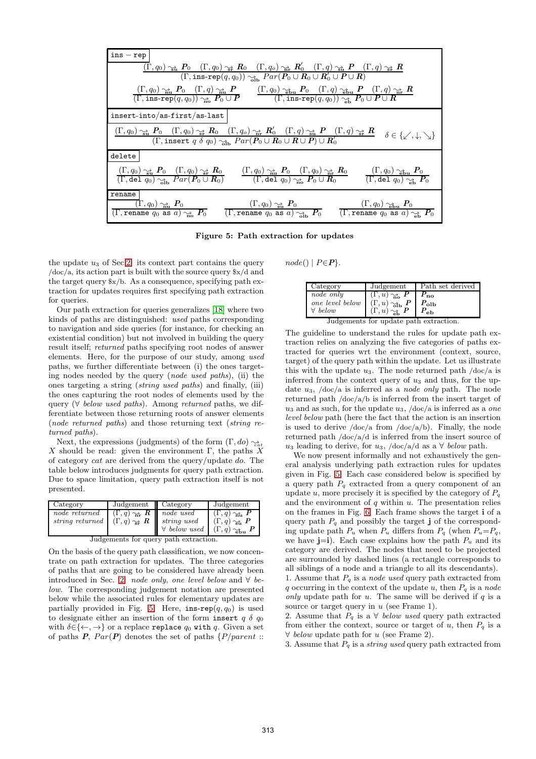**ins − rep**

$$\frac{(\Gamma, q_0) \leadsto_{\text{su}} \boldsymbol{P}_0 \quad (\Gamma, q_0) \leadsto_{\text{sr}} \boldsymbol{R}_0 \quad (\Gamma, q_o) \leadsto_{\text{nr}} \boldsymbol{R}'_0 \quad (\Gamma, q) \leadsto_{\text{su}} \boldsymbol{P} \quad (\Gamma, q) \leadsto_{\text{sr}} \boldsymbol{R}}{(\Gamma, \texttt{ins-rep}(q, q_0)) \leadsto_{\text{olb}} Par(\boldsymbol{P}_0 \cup \boldsymbol{R}_0 \cup \boldsymbol{R}'_0 \cup \boldsymbol{P} \cup \boldsymbol{R})}$$

$$\frac{(\Gamma, q_0) \leadsto_{\text{nu}} \boldsymbol{P}_0 \quad (\Gamma, q) \leadsto_{\text{nu}} \boldsymbol{P}}{(\Gamma, \texttt{ins-rep}(q, q_0)) \leadsto_{\text{no}} \boldsymbol{P}_0 \cup \boldsymbol{P}} \qquad \frac{(\Gamma, q_0) \leadsto_{\text{ebu}} \boldsymbol{P}_0 \quad (\Gamma, q) \leadsto_{\text{ebu}} \boldsymbol{P} \quad (\Gamma, q) \leadsto_{\text{nr}} \boldsymbol{R}}{(\Gamma, \texttt{ins-rep}(q, q_0)) \leadsto_{\text{eb}} \boldsymbol{P}_0 \cup \boldsymbol{P} \cup \boldsymbol{R}}$$

**insert-into/as-first/as-last**

$$\frac{(\Gamma, q_0) \leadsto_{\text{su}} \boldsymbol{P}_0 \quad (\Gamma, q_0) \leadsto_{\text{sr}} \boldsymbol{R}_0 \quad (\Gamma, q_o) \leadsto_{\text{nr}} \boldsymbol{R}'_0 \quad (\Gamma, q) \leadsto_{\text{su}} \boldsymbol{P} \quad (\Gamma, q) \leadsto_{\text{sr}} \boldsymbol{R}}{(\Gamma, \texttt{insert } q\ \delta\ q_0) \leadsto_{\text{olb}} Par(\boldsymbol{P}_0 \cup \boldsymbol{R}_0 \cup \boldsymbol{R} \cup \boldsymbol{P}) \cup \boldsymbol{R}'_0} \quad \delta \in \{\swarrow, \downarrow, \searrow\}$$

**delete**

$$\frac{(\Gamma, q_0) \leadsto_{\text{su}} \boldsymbol{P}_0 \quad (\Gamma, q_0) \leadsto_{\text{sr}} \boldsymbol{R}_0}{(\Gamma, \texttt{del } q_0) \leadsto_{\text{olb}} Par(\boldsymbol{P}_0 \cup \boldsymbol{R}_0)} \qquad \frac{(\Gamma, q_0) \leadsto_{\text{nu}} \boldsymbol{P}_0 \quad (\Gamma, q_0) \leadsto_{\text{nr}} \boldsymbol{R}_0}{(\Gamma, \texttt{del } q_0) \leadsto_{\text{no}} \boldsymbol{P}_0 \cup \boldsymbol{R}_0} \qquad \frac{(\Gamma, q_0) \leadsto_{\text{ebu}} \boldsymbol{P}_0}{(\Gamma, \texttt{del } q_0) \leadsto_{\text{eb}} \boldsymbol{P}_0}$$

**rename**

$$\frac{(\Gamma, q_0) \leadsto_{\text{nu}} \boldsymbol{P}_0}{(\Gamma, \texttt{rename } q_0 \texttt{ as } a) \leadsto_{\text{no}} \boldsymbol{P}_0} \qquad \frac{(\Gamma, q_0) \leadsto_{\text{su}} \boldsymbol{P}_0}{(\Gamma, \texttt{rename } q_0 \texttt{ as } a) \leadsto_{\text{olb}} \boldsymbol{P}_0} \qquad \frac{(\Gamma, q_0) \leadsto_{\text{ebu}} \boldsymbol{P}_0}{(\Gamma, \texttt{rename } q_0 \texttt{ as } a) \leadsto_{\text{eb}} \boldsymbol{P}_0}$$

**Figure 5: Path extraction for updates**

the update $u_3$ of Sec.2, its context part contains the query /doc/a, its action part is built with the source query \$x/d and the target query \$x/b. As a consequence, specifying path extraction for updates requires first specifying path extraction for queries.

Our path extraction for queries generalizes [18] where two kinds of paths are distinguished: *used* paths corresponding to navigation and side queries (for instance, for checking an existential condition) but not involved in building the query result itself; *returned* paths specifying root nodes of answer elements. Here, for the purpose of our study, among *used* paths, we further differentiate between (i) the ones targeting nodes needed by the query (*node used paths*), (ii) the ones targeting a string (*string used paths*) and finally, (iii) the ones capturing the root nodes of elements used by the query ($\forall$ *below used paths*). Among *returned* paths, we differentiate between those returning roots of answer elements (*node returned paths*) and those returning text (*string returned paths*).

Next, the expressions (judgments) of the form $(\Gamma, do) \leadsto_{cat} X$ should be read: given the environment $\Gamma$, the paths $X$ of category *cat* are derived from the query/update *do*. The table below introduces judgments for query path extraction. Due to space limitation, query path extraction itself is not presented.

| Category | Judgement | Category | Judgement |
|---|---|---|---|
| *node returned* | $(\Gamma, q) \leadsto_{\text{nr}} \boldsymbol{R}$ | *node used* | $(\Gamma, q) \leadsto_{\text{nu}} \boldsymbol{P}$ |
| *string returned* | $(\Gamma, q) \leadsto_{\text{sr}} \boldsymbol{R}$ | *string used* | $(\Gamma, q) \leadsto_{\text{su}} \boldsymbol{P}$ |
| | | $\forall$ *below used* | $(\Gamma, q) \leadsto_{\text{ebu}} \boldsymbol{P}$ |

Judgements for query path extraction.

On the basis of the query path classification, we now concentrate on path extraction for updates. The three categories of paths that are going to be considered have already been introduced in Sec. 2: *node only*, *one level below* and $\forall$ *below*. The corresponding judgement notation are presented below while the associated rules for elementary updates are partially provided in Fig. 5. Here, $\texttt{ins-rep}(q, q_0)$ is used to designate either an insertion of the form $\texttt{insert } q\ \delta\ q_0$ with $\delta \in \{\leftarrow, \rightarrow\}$ or a replace $\texttt{replace } q_0 \texttt{ with } q$. Given a set of paths $\boldsymbol{P}$, $Par(\boldsymbol{P})$ denotes the set of paths $\{P/parent :: node() \mid P \in \boldsymbol{P}\}$.

| Category | Judgement | Path set derived |
|---|---|---|
| *node only* | $(\Gamma, u) \leadsto_{\text{no}} \boldsymbol{P}$ | $\boldsymbol{P}_{\text{no}}$ |
| *one level below* | $(\Gamma, u) \leadsto_{\text{olb}} \boldsymbol{P}$ | $\boldsymbol{P}_{\text{olb}}$ |
| $\forall$ *below* | $(\Gamma, u) \leadsto_{\text{eb}} \boldsymbol{P}$ | $\boldsymbol{P}_{\text{eb}}$ |

Judgements for update path extraction.

The guideline to understand the rules for update path extraction relies on analyzing the five categories of paths extracted for queries wrt the environment (context, source, target) of the query path within the update. Let us illustrate this with the update $u_3$. The node returned path /doc/a is inferred from the context query of $u_3$ and thus, for the update $u_3$, /doc/a is inferred as a *node only* path. The node returned path /doc/a/b is inferred from the insert target of $u_3$ and as such, for the update $u_3$, /doc/a is inferred as a *one level below* path (here the fact that the action is an insertion is used to derive /doc/a from /doc/a/b). Finally, the node returned path /doc/a/d is inferred from the insert source of $u_3$ leading to derive, for $u_3$, /doc/a/d as a $\forall$ *below* path.

We now present informally and not exhaustively the general analysis underlying path extraction rules for updates given in Fig. 5. Each case considered below is specified by a query path $P_q$ extracted from a query component of an update $u$, more precisely it is specified by the category of $P_q$ and the environment of $q$ within $u$. The presentation relies on the frames in Fig. 6. Each frame shows the target $\mathbf{i}$ of a query path $P_q$ and possibly the target $\mathbf{j}$ of the corresponding update path $P_u$ when $P_u$ differs from $P_q$ (when $P_u = P_q$, we have $\mathbf{j} = \mathbf{i}$). Each case explains how the path $P_u$ and its category are derived. The nodes that need to be projected are surrounded by dashed lines (a rectangle corresponds to all siblings of a node and a triangle to all its descendants).

1. Assume that $P_q$ is a *node used* query path extracted from $q$ occurring in the context of the update $u$, then $P_q$ is a *node only* update path for $u$. The same will be derived if $q$ is a source or target query in $u$ (see Frame 1).
2. Assume that $P_q$ is a $\forall$ *below used* query path extracted from either the context, source or target of $u$, then $P_q$ is a $\forall$ *below* update path for $u$ (see Frame 2).
3. Assume that $P_q$ is a *string used* query path extracted from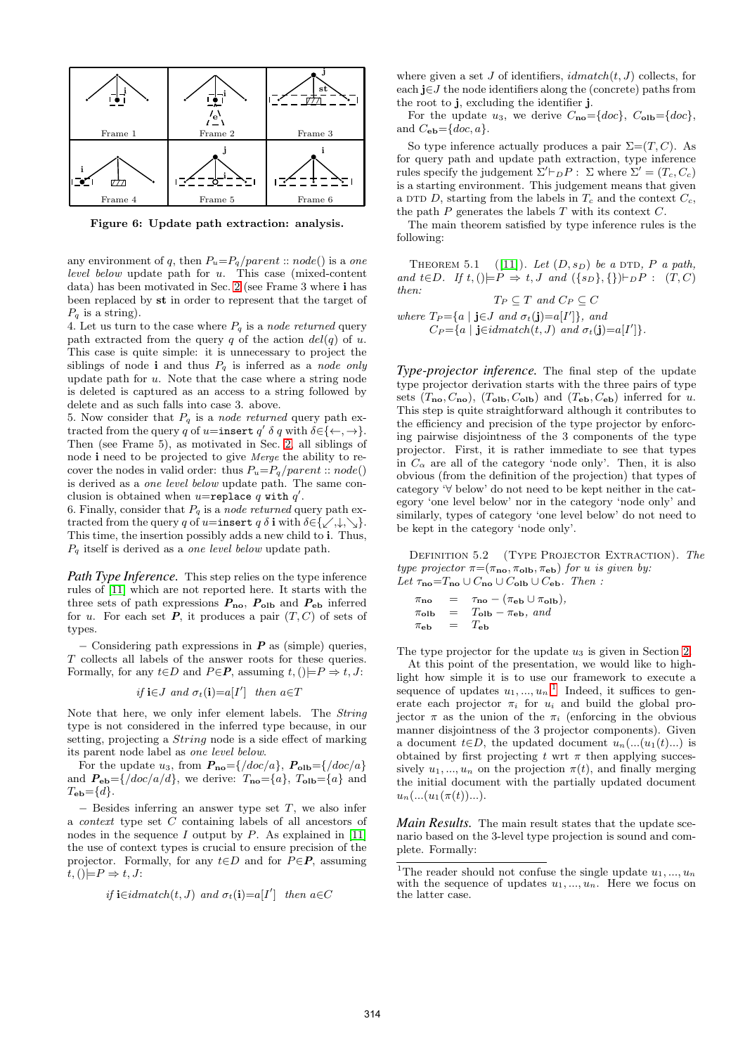Figure 6: Update path extraction: analysis.

any environment of $q$, then $P_u = P_q/parent :: node()$ is a *one level below* update path for $u$. This case (mixed-content data) has been motivated in Sec. 2 (see Frame 3 where **i** has been replaced by **st** in order to represent that the target of $P_q$ is a string).

4. Let us turn to the case where $P_q$ is a *node returned* query path extracted from the query $q$ of the action $del(q)$ of $u$. This case is quite simple: it is unnecessary to project the siblings of node **i** and thus $P_q$ is inferred as a *node only* update path for $u$. Note that the case where a string node is deleted is captured as an access to a string followed by delete and as such falls into case 3. above.

5. Now consider that $P_q$ is a *node returned* query path extracted from the query $q$ of $u$=`insert` $q'$ $\delta$ $q$ with $\delta \in \{\leftarrow, \rightarrow\}$. Then (see Frame 5), as motivated in Sec. 2, all siblings of node **i** need to be projected to give *Merge* the ability to recover the nodes in valid order: thus $P_u = P_q/parent :: node()$ is derived as a *one level below* update path. The same conclusion is obtained when $u$=`replace` $q$ `with` $q'$.

6. Finally, consider that $P_q$ is a *node returned* query path extracted from the query $q$ of $u$=`insert` $q$ $\delta$ **i** with $\delta \in \{\swarrow, \downarrow, \searrow\}$. This time, the insertion possibly adds a new child to **i**. Thus, $P_q$ itself is derived as a *one level below* update path.

### *Path Type Inference.*

This step relies on the type inference rules of [11] which are not reported here. It starts with the three sets of path expressions $\boldsymbol{P}_{\mathbf{no}}$, $\boldsymbol{P}_{\mathbf{olb}}$ and $\boldsymbol{P}_{\mathbf{eb}}$ inferred for $u$. For each set $\boldsymbol{P}$, it produces a pair $(T, C)$ of sets of types.

– Considering path expressions in $\boldsymbol{P}$ as (simple) queries, $T$ collects all labels of the answer roots for these queries. Formally, for any $t \in D$ and $P \in \boldsymbol{P}$, assuming $t, () \models P \Rightarrow t, J$:

$$\textit{if } \mathbf{i} \in J \textit{ and } \sigma_t(\mathbf{i}) = a[I'] \textit{ then } a \in T$$

Note that here, we only infer element labels. The *String* type is not considered in the inferred type because, in our setting, projecting a *String* node is a side effect of marking its parent node label as *one level below*.

For the update $u_3$, from $\boldsymbol{P}_{\mathbf{no}} = \{/doc/a\}$, $\boldsymbol{P}_{\mathbf{olb}} = \{/doc/a\}$ and $\boldsymbol{P}_{\mathbf{eb}} = \{/doc/a/d\}$, we derive: $T_{\mathbf{no}} = \{a\}$, $T_{\mathbf{olb}} = \{a\}$ and $T_{\mathbf{eb}} = \{d\}$.

– Besides inferring an answer type set $T$, we also infer a *context* type set $C$ containing labels of all ancestors of nodes in the sequence $I$ output by $P$. As explained in [11] the use of context types is crucial to ensure precision of the projector. Formally, for any $t \in D$ and for $P \in \boldsymbol{P}$, assuming $t, () \models P \Rightarrow t, J$:

$$\textit{if } \mathbf{i} \in idmatch(t, J) \textit{ and } \sigma_t(\mathbf{i}) = a[I'] \textit{ then } a \in C$$

where given a set $J$ of identifiers, $idmatch(t, J)$ collects, for each $\mathbf{j} \in J$ the node identifiers along the (concrete) paths from the root to $\mathbf{j}$, excluding the identifier $\mathbf{j}$.

For the update $u_3$, we derive $C_{\mathbf{no}} = \{doc\}$, $C_{\mathbf{olb}} = \{doc\}$, and $C_{\mathbf{eb}} = \{doc, a\}$.

So type inference actually produces a pair $\Sigma = (T, C)$. As for query path and update path extraction, type inference rules specify the judgement $\Sigma' \vdash_D P : \Sigma$ where $\Sigma' = (T_c, C_c)$ is a starting environment. This judgement means that given a DTD $D$, starting from the labels in $T_c$ and the context $C_c$, the path $P$ generates the labels $T$ with its context $C$.

The main theorem satisfied by type inference rules is the following:

Theorem 5.1 ([11]). *Let $(D, s_D)$ be a* DTD, *$P$ a path, and $t \in D$. If $t, () \models P \Rightarrow t, J$ and $(\{s_D\}, \{\}) \vdash_D P : (T, C)$ then:*

$$T_P \subseteq T \textit{ and } C_P \subseteq C$$

*where* $T_P = \{a \mid \mathbf{j} \in J \textit{ and } \sigma_t(\mathbf{j}) = a[I']\}$, *and*
$C_P = \{a \mid \mathbf{j} \in idmatch(t, J) \textit{ and } \sigma_t(\mathbf{j}) = a[I']\}$.

### *Type-projector inference.*

The final step of the update type projector derivation starts with the three pairs of type sets $(T_{\mathbf{no}}, C_{\mathbf{no}})$, $(T_{\mathbf{olb}}, C_{\mathbf{olb}})$ and $(T_{\mathbf{eb}}, C_{\mathbf{eb}})$ inferred for $u$. This step is quite straightforward although it contributes to the efficiency and precision of the type projector by enforcing pairwise disjointness of the 3 components of the type projector. First, it is rather immediate to see that types in $C_\alpha$ are all of the category 'node only'. Then, it is also obvious (from the definition of the projection) that types of category '∀ below' do not need to be kept neither in the category 'one level below' nor in the category 'node only' and similarly, types of category 'one level below' do not need to be kept in the category 'node only'.

Definition 5.2 (Type Projector Extraction). *The type projector $\pi = (\pi_{\mathbf{no}}, \pi_{\mathbf{olb}}, \pi_{\mathbf{eb}})$ for $u$ is given by: Let $\tau_{\mathbf{no}} = T_{\mathbf{no}} \cup C_{\mathbf{no}} \cup C_{\mathbf{olb}} \cup C_{\mathbf{eb}}$. Then :*

$$\begin{aligned}
\pi_{\mathbf{no}} &= \tau_{\mathbf{no}} - (\pi_{\mathbf{eb}} \cup \pi_{\mathbf{olb}}), \\
\pi_{\mathbf{olb}} &= T_{\mathbf{olb}} - \pi_{\mathbf{eb}}, \textit{ and} \\
\pi_{\mathbf{eb}} &= T_{\mathbf{eb}}
\end{aligned}$$

The type projector for the update $u_3$ is given in Section 2.

At this point of the presentation, we would like to highlight how simple it is to use our framework to execute a sequence of updates $u_1, ..., u_n$.[1] Indeed, it suffices to generate each projector $\pi_i$ for $u_i$ and build the global projector $\pi$ as the union of the $\pi_i$ (enforcing in the obvious manner disjointness of the 3 projector components). Given a document $t \in D$, the updated document $u_n(...(u_1(t)...)$ is obtained by first projecting $t$ wrt $\pi$ then applying successively $u_1, ..., u_n$ on the projection $\pi(t)$, and finally merging the initial document with the partially updated document $u_n(...(u_1(\pi(t))...)$.

### *Main Results.*

The main result states that the update scenario based on the 3-level type projection is sound and complete. Formally:

[1] The reader should not confuse the single update $u_1, ..., u_n$ with the sequence of updates $u_1, ..., u_n$. Here we focus on the latter case.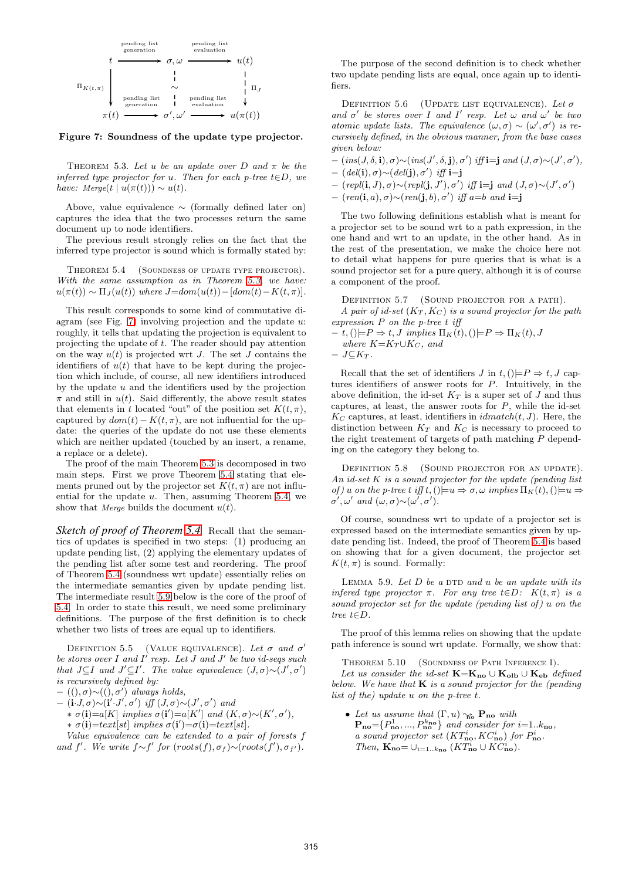$$
\begin{array}{ccccc}
t & \xrightarrow{\text{pending list generation}} & \sigma,\omega & \xrightarrow{\text{pending list evaluation}} & u(t) \\
\downarrow \Pi_{K(t,\pi)} & & \sim & & \downarrow \Pi_J \\
\pi(t) & \xrightarrow{\text{pending list generation}} & \sigma',\omega' & \xrightarrow{\text{pending list evaluation}} & u(\pi(t))
\end{array}
$$

**Figure 7: Soundness of the update type projector.**

THEOREM 5.3. *Let $u$ be an update over $D$ and $\pi$ be the inferred type projector for $u$. Then for each p-tree $t \in D$, we have: $Merge(t \mid u(\pi(t))) \sim u(t)$.*

Above, value equivalence $\sim$ (formally defined later on) captures the idea that the two processes return the same document up to node identifiers.

The previous result strongly relies on the fact that the inferred type projector is sound which is formally stated by:

THEOREM 5.4 (SOUNDNESS OF UPDATE TYPE PROJECTOR). *With the same assumption as in Theorem 5.3, we have: $u(\pi(t)) \sim \Pi_J(u(t))$ where $J = dom(u(t)) - [dom(t) - K(t, \pi)]$.*

This result corresponds to some kind of commutative diagram (see Fig. 7) involving projection and the update $u$: roughly, it tells that updating the projection is equivalent to projecting the update of $t$. The reader should pay attention on the way $u(t)$ is projected wrt $J$. The set $J$ contains the identifiers of $u(t)$ that have to be kept during the projection which include, of course, all new identifiers introduced by the update $u$ and the identifiers used by the projection $\pi$ and still in $u(t)$. Said differently, the above result states that elements in $t$ located "out" of the position set $K(t, \pi)$, captured by $dom(t) - K(t, \pi)$, are not influential for the update: the queries of the update do not use these elements which are neither updated (touched by an insert, a rename, a replace or a delete).

The proof of the main Theorem 5.3 is decomposed in two main steps. First we prove Theorem 5.4 stating that elements pruned out by the projector set $K(t, \pi)$ are not influential for the update $u$. Then, assuming Theorem 5.4, we show that *Merge* builds the document $u(t)$.

*Sketch of proof of Theorem 5.4* Recall that the semantics of updates is specified in two steps: (1) producing an update pending list, (2) applying the elementary updates of the pending list after some test and reordering. The proof of Theorem 5.4 (soundness wrt update) essentially relies on the intermediate semantics given by update pending list. The intermediate result 5.9 below is the core of the proof of 5.4. In order to state this result, we need some preliminary definitions. The purpose of the first definition is to check whether two lists of trees are equal up to identifiers.

DEFINITION 5.5 (VALUE EQUIVALENCE). *Let $\sigma$ and $\sigma'$ be stores over $I$ and $I'$ resp. Let $J$ and $J'$ be two id-seqs such that $J \subseteq I$ and $J' \subseteq I'$. The value equivalence $(J, \sigma) \sim (J', \sigma')$ is recursively defined by:*

- *$((), \sigma) \sim ((), \sigma')$ always holds,*
- *$(\mathbf{i} \cdot J, \sigma) \sim (\mathbf{i}' \cdot J', \sigma')$ iff $(J, \sigma) \sim (J', \sigma')$ and*
  - *$\sigma(\mathbf{i}) = a[K]$ implies $\sigma(\mathbf{i}') = a[K']$ and $(K, \sigma) \sim (K', \sigma')$,*
  - *$\sigma(\mathbf{i}) = text[st]$ implies $\sigma(\mathbf{i}') = \sigma(\mathbf{i}) = text[st]$.*

*Value equivalence can be extended to a pair of forests $f$ and $f'$. We write $f \sim f'$ for $(roots(f), \sigma_f) \sim (roots(f'), \sigma_{f'})$.*

The purpose of the second definition is to check whether two update pending lists are equal, once again up to identifiers.

DEFINITION 5.6 (UPDATE LIST EQUIVALENCE). *Let $\sigma$ and $\sigma'$ be stores over $I$ and $I'$ resp. Let $\omega$ and $\omega'$ be two atomic update lists. The equivalence $(\omega, \sigma) \sim (\omega', \sigma')$ is recursively defined, in the obvious manner, from the base cases given below:*

- *$(ins(J, \delta, \mathbf{i}), \sigma) \sim (ins(J', \delta, \mathbf{j}), \sigma')$ iff $\mathbf{i} = \mathbf{j}$ and $(J, \sigma) \sim (J', \sigma')$,*
- *$(del(\mathbf{i}), \sigma) \sim (del(\mathbf{j}), \sigma')$ iff $\mathbf{i} = \mathbf{j}$*
- *$(repl(\mathbf{i}, J), \sigma) \sim (repl(\mathbf{j}, J'), \sigma')$ iff $\mathbf{i} = \mathbf{j}$ and $(J, \sigma) \sim (J', \sigma')$*
- *$(ren(\mathbf{i}, a), \sigma) \sim (ren(\mathbf{j}, b), \sigma')$ iff $a = b$ and $\mathbf{i} = \mathbf{j}$*

The two following definitions establish what is meant for a projector set to be sound wrt to a path expression, in the one hand and wrt to an update, in the other hand. As in the rest of the presentation, we make the choice here not to detail what happens for pure queries that is what is a sound projector set for a pure query, although it is of course a component of the proof.

DEFINITION 5.7 (SOUND PROJECTOR FOR A PATH). *A pair of id-set $(K_T, K_C)$ is a sound projector for the path expression $P$ on the p-tree $t$ iff*

- *$t, () \models P \Rightarrow t, J$ implies $\Pi_K(t), () \models P \Rightarrow \Pi_K(t), J$ where $K = K_T \cup K_C$, and*
- *$J \subseteq K_T$.*

Recall that the set of identifiers $J$ in $t, () \models P \Rightarrow t, J$ captures identifiers of answer roots for $P$. Intuitively, in the above definition, the id-set $K_T$ is a super set of $J$ and thus captures, at least, the answer roots for $P$, while the id-set $K_C$ captures, at least, identifiers in $idmatch(t, J)$. Here, the distinction between $K_T$ and $K_C$ is necessary to proceed to the right treatement of targets of path matching $P$ depending on the category they belong to.

DEFINITION 5.8 (SOUND PROJECTOR FOR AN UPDATE). *An id-set $K$ is a sound projector for the update (pending list of) $u$ on the p-tree $t$ iff $t, () \models u \Rightarrow \sigma, \omega$ implies $\Pi_K(t), () \models u \Rightarrow \sigma', \omega'$ and $(\omega, \sigma) \sim (\omega', \sigma')$.*

Of course, soundness wrt to update of a projector set is expressed based on the intermediate semantics given by update pending list. Indeed, the proof of Theorem 5.4 is based on showing that for a given document, the projector set $K(t, \pi)$ is sound. Formally:

LEMMA 5.9. *Let $D$ be a DTD and $u$ be an update with its infered type projector $\pi$. For any tree $t \in D$: $K(t, \pi)$ is a sound projector set for the update (pending list of) $u$ on the tree $t \in D$.*

The proof of this lemma relies on showing that the update path inference is sound wrt update. Formally, we show that:

THEOREM 5.10 (SOUNDNESS OF PATH INFERENCE I). *Let us consider the id-set $\mathbf{K} = \mathbf{K_{no}} \cup \mathbf{K_{olb}} \cup \mathbf{K_{eb}}$ defined below. We have that $\mathbf{K}$ is a sound projector for the (pending list of the) update $u$ on the p-tree $t$.*

- *Let us assume that $(\Gamma, u) \leadsto_{\mathbf{no}} \mathbf{P_{no}}$ with $\mathbf{P_{no}} = \{P^1_{\mathbf{no}}, ..., P^{k_{\mathbf{no}}}_{\mathbf{no}}\}$ and consider for $i = 1..k_{\mathbf{no}}$, a sound projector set $(KT^i_{\mathbf{no}}, KC^i_{\mathbf{no}})$ for $P^i_{\mathbf{no}}$. Then, $\mathbf{K_{no}} = \cup_{i=1..k_{\mathbf{no}}} (KT^i_{\mathbf{no}} \cup KC^i_{\mathbf{no}})$.*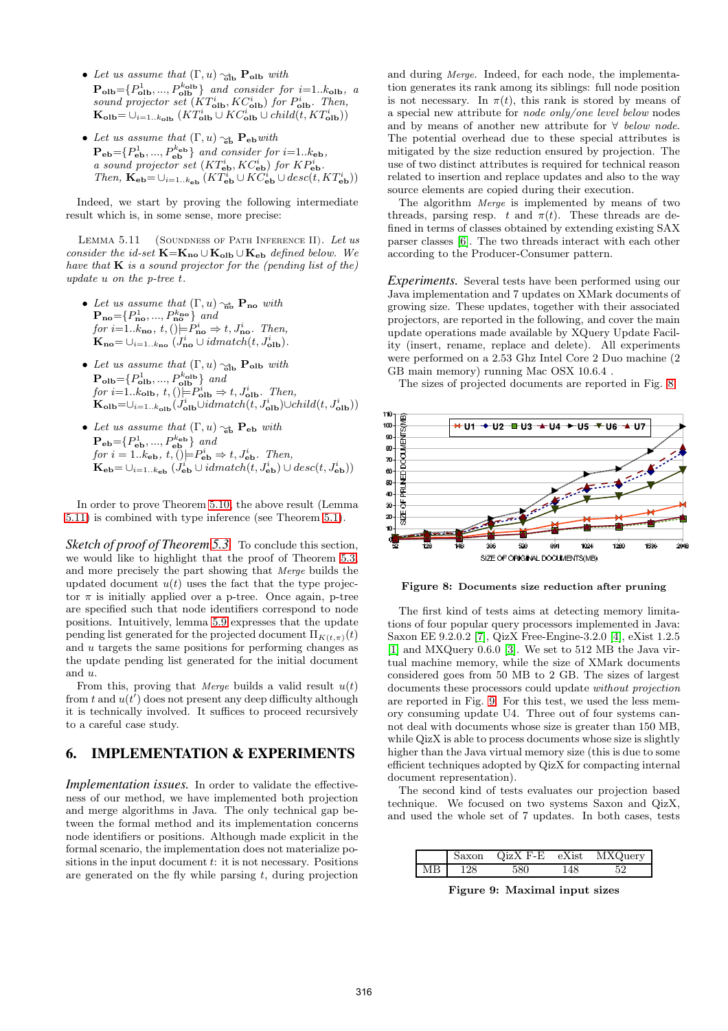- *Let us assume that* $(\Gamma, u) \rightsquigarrow_{\text{olb}} \mathbf{P}_{\text{olb}}$ *with* $\mathbf{P}_{\text{olb}}=\{P^1_{\text{olb}}, ..., P^{k_{\text{olb}}}_{\text{olb}}\}$ *and consider for* $i$=1..$k_{\text{olb}}$*, a sound projector set* $(KT^i_{\text{olb}}, KC^i_{\text{olb}})$ *for* $P^i_{\text{olb}}$*. Then,* $\mathbf{K}_{\text{olb}}= \cup_{i=1..k_{\text{olb}}} (KT^i_{\text{olb}} \cup KC^i_{\text{olb}} \cup child(t, KT^i_{\text{olb}}))$
- *Let us assume that* $(\Gamma, u) \rightsquigarrow_{\text{eb}} \mathbf{P}_{\text{eb}}$ *with* $\mathbf{P}_{\text{eb}}=\{P^1_{\text{eb}}, ..., P^{k_{\text{eb}}}_{\text{eb}}\}$ *and consider for* $i$=1..$k_{\text{eb}}$*, a sound projector set* $(KT^i_{\text{eb}}, KC^i_{\text{eb}})$ *for* $KP^i_{\text{eb}}$*. Then,* $\mathbf{K}_{\text{eb}}= \cup_{i=1..k_{\text{eb}}} (KT^i_{\text{eb}} \cup KC^i_{\text{eb}} \cup desc(t, KT^i_{\text{eb}}))$

Indeed, we start by proving the following intermediate result which is, in some sense, more precise:

Lemma 5.11 (Soundness of Path Inference II). *Let us consider the id-set* $\mathbf{K}=\mathbf{K}_{\text{no}} \cup \mathbf{K}_{\text{olb}} \cup \mathbf{K}_{\text{eb}}$ *defined below. We have that* $\mathbf{K}$ *is a sound projector for the (pending list of the) update* $u$ *on the p-tree* $t$*.*

- *Let us assume that* $(\Gamma, u) \rightsquigarrow_{\text{no}} \mathbf{P}_{\text{no}}$ *with* $\mathbf{P}_{\text{no}}=\{P^1_{\text{no}}, ..., P^{k_{\text{no}}}_{\text{no}}\}$ *and for* $i$=1..$k_{\text{no}}$, $t, () \models P^i_{\text{no}} \Rightarrow t, J^i_{\text{no}}$*. Then,* $\mathbf{K}_{\text{no}}= \cup_{i=1..k_{\text{no}}} (J^i_{\text{no}} \cup idmatch(t, J^i_{\text{olb}})$.
- *Let us assume that* $(\Gamma, u) \rightsquigarrow_{\text{olb}} \mathbf{P}_{\text{olb}}$ *with* $\mathbf{P}_{\text{olb}}=\{P^1_{\text{olb}}, ..., P^{k_{\text{olb}}}_{\text{olb}}\}$ *and for* $i$=1..$k_{\text{olb}}$, $t, () \models P^i_{\text{olb}} \Rightarrow t, J^i_{\text{olb}}$*. Then,* $\mathbf{K}_{\text{olb}}=\cup_{i=1..k_{\text{olb}}} (J^i_{\text{olb}} \cup idmatch(t, J^i_{\text{olb}}) \cup child(t, J^i_{\text{olb}}))$
- *Let us assume that* $(\Gamma, u) \rightsquigarrow_{\text{eb}} \mathbf{P}_{\text{eb}}$ *with* $\mathbf{P}_{\text{eb}}=\{P^1_{\text{eb}}, ..., P^{k_{\text{eb}}}_{\text{eb}}\}$ *and for* $i = 1..k_{\text{eb}}$, $t, () \models P^i_{\text{eb}} \Rightarrow t, J^i_{\text{eb}}$*. Then,* $\mathbf{K}_{\text{eb}}= \cup_{i=1..k_{\text{eb}}} (J^i_{\text{eb}} \cup idmatch(t, J^i_{\text{eb}}) \cup desc(t, J^i_{\text{eb}}))$

In order to prove Theorem 5.10, the above result (Lemma 5.11) is combined with type inference (see Theorem 5.1).

*Sketch of proof of Theorem 5.3.* To conclude this section, we would like to highlight that the proof of Theorem 5.3, and more precisely the part showing that *Merge* builds the updated document $u(t)$ uses the fact that the type projector $\pi$ is initially applied over a p-tree. Once again, p-tree are specified such that node identifiers correspond to node positions. Intuitively, lemma 5.9 expresses that the update pending list generated for the projected document $\Pi_{K(t,\pi)}(t)$ and $u$ targets the same positions for performing changes as the update pending list generated for the initial document and $u$.

From this, proving that *Merge* builds a valid result $u(t)$ from $t$ and $u(t')$ does not present any deep difficulty although it is technically involved. It suffices to proceed recursively to a careful case study.

## 6. IMPLEMENTATION & EXPERIMENTS

*Implementation issues.* In order to validate the effectiveness of our method, we have implemented both projection and merge algorithms in Java. The only technical gap between the formal method and its implementation concerns node identifiers or positions. Although made explicit in the formal scenario, the implementation does not materialize positions in the input document $t$: it is not necessary. Positions are generated on the fly while parsing $t$, during projection and during *Merge*. Indeed, for each node, the implementation generates its rank among its siblings: full node position is not necessary. In $\pi(t)$, this rank is stored by means of a special new attribute for *node only/one level below* nodes and by means of another new attribute for ∀ *below node*. The potential overhead due to these special attributes is mitigated by the size reduction ensured by projection. The use of two distinct attributes is required for technical reason related to insertion and replace updates and also to the way source elements are copied during their execution.

The algorithm *Merge* is implemented by means of two threads, parsing resp. $t$ and $\pi(t)$. These threads are defined in terms of classes obtained by extending existing SAX parser classes [6]. The two threads interact with each other according to the Producer-Consumer pattern.

*Experiments.* Several tests have been performed using our Java implementation and 7 updates on XMark documents of growing size. These updates, together with their associated projectors, are reported in the following, and cover the main update operations made available by XQuery Update Facility (insert, rename, replace and delete). All experiments were performed on a 2.53 Ghz Intel Core 2 Duo machine (2 GB main memory) running Mac OSX 10.6.4 .

The sizes of projected documents are reported in Fig. 8.

**Figure 8: Documents size reduction after pruning**

The first kind of tests aims at detecting memory limitations of four popular query processors implemented in Java: Saxon EE 9.2.0.2 [7], QizX Free-Engine-3.2.0 [4], eXist 1.2.5 [1] and MXQuery 0.6.0 [3]. We set to 512 MB the Java virtual machine memory, while the size of XMark documents considered goes from 50 MB to 2 GB. The sizes of largest documents these processors could update *without projection* are reported in Fig. 9. For this test, we used the less memory consuming update U4. Three out of four systems cannot deal with documents whose size is greater than 150 MB, while QizX is able to process documents whose size is slightly higher than the Java virtual memory size (this is due to some efficient techniques adopted by QizX for compacting internal document representation).

The second kind of tests evaluates our projection based technique. We focused on two systems Saxon and QizX, and used the whole set of 7 updates. In both cases, tests

| | Saxon | QizX F-E | eXist | MXQuery |
|---|---|---|---|---|
| MB | 128 | 580 | 148 | 52 |

**Figure 9: Maximal input sizes**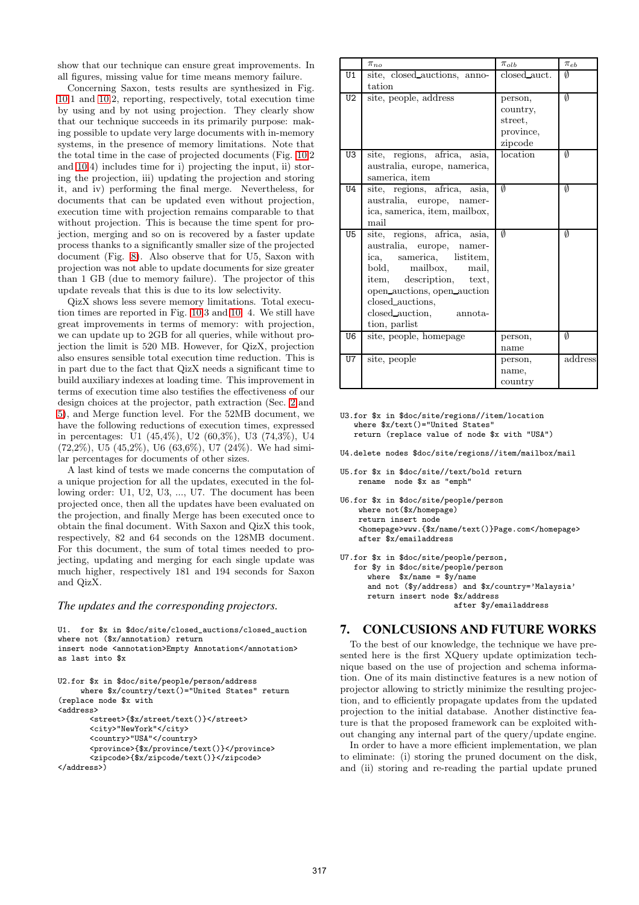show that our technique can ensure great improvements. In all figures, missing value for time means memory failure.

Concerning Saxon, tests results are synthesized in Fig. 10.1 and 10.2, reporting, respectively, total execution time by using and by not using projection. They clearly show that our technique succeeds in its primarily purpose: making possible to update very large documents with in-memory systems, in the presence of memory limitations. Note that the total time in the case of projected documents (Fig. 10.2 and 10.4) includes time for i) projecting the input, ii) storing the projection, iii) updating the projection and storing it, and iv) performing the final merge. Nevertheless, for documents that can be updated even without projection, execution time with projection remains comparable to that without projection. This is because the time spent for projection, merging and so on is recovered by a faster update process thanks to a significantly smaller size of the projected document (Fig. 8). Also observe that for U5, Saxon with projection was not able to update documents for size greater than 1 GB (due to memory failure). The projector of this update reveals that this is due to its low selectivity.

QizX shows less severe memory limitations. Total execution times are reported in Fig. 10.3 and 10. 4. We still have great improvements in terms of memory: with projection, we can update up to 2GB for all queries, while without projection the limit is 520 MB. However, for QizX, projection also ensures sensible total execution time reduction. This is in part due to the fact that QizX needs a significant time to build auxiliary indexes at loading time. This improvement in terms of execution time also testifies the effectiveness of our design choices at the projector, path extraction (Sec. 2 and 5), and Merge function level. For the 52MB document, we have the following reductions of execution times, expressed in percentages: U1 (45,4%), U2 (60,3%), U3 (74,3%), U4 (72,2%), U5 (45,2%), U6 (63,6%), U7 (24%). We had similar percentages for documents of other sizes.

A last kind of tests we made concerns the computation of a unique projection for all the updates, executed in the following order: U1, U2, U3, ..., U7. The document has been projected once, then all the updates have been evaluated on the projection, and finally Merge has been executed once to obtain the final document. With Saxon and QizX this took, respectively, 82 and 64 seconds on the 128MB document. For this document, the sum of total times needed to projecting, updating and merging for each single update was much higher, respectively 181 and 194 seconds for Saxon and QizX.

*The updates and the corresponding projectors.*

```
U1.  for $x in $doc/site/closed_auctions/closed_auction
where not ($x/annotation) return
insert node <annotation>Empty Annotation</annotation>
as last into $x

U2.for $x in $doc/site/people/person/address
     where $x/country/text()="United States" return
(replace node $x with
<address>
       <street>{$x/street/text()}</street>
       <city>"NewYork"</city>
       <country>"USA"</country>
       <province>{$x/province/text()}</province>
       <zipcode>{$x/zipcode/text()}</zipcode>
</address>)
```

| | $\pi_{no}$ | $\pi_{olb}$ | $\pi_{eb}$ |
|---|---|---|---|
| U1 | site, closed_auctions, annotation | closed_auct. | $\emptyset$ |
| U2 | site, people, address | person, country, street, province, zipcode | $\emptyset$ |
| U3 | site, regions, africa, asia, australia, europe, namerica, samerica, item | location | $\emptyset$ |
| U4 | site, regions, africa, asia, australia, europe, namerica, samerica, item, mailbox, mail | $\emptyset$ | $\emptyset$ |
| U5 | site, regions, africa, asia, australia, europe, namerica, samerica, listitem, bold, mailbox, mail, item, description, text, open_auctions, open_auction closed_auctions, closed_auction, annotation, parlist | $\emptyset$ | $\emptyset$ |
| U6 | site, people, homepage | person, name | $\emptyset$ |
| U7 | site, people | person, name, country | address |

```
U3.for $x in $doc/site/regions//item/location
   where $x/text()="United States"
   return (replace value of node $x with "USA")

U4.delete nodes $doc/site/regions//item/mailbox/mail

U5.for $x in $doc/site//text/bold return
    rename  node $x as "emph"

U6.for $x in $doc/site/people/person
    where not($x/homepage)
    return insert node
    <homepage>www.{$x/name/text()}Page.com</homepage>
    after $x/emailaddress

U7.for $x in $doc/site/people/person,
   for $y in $doc/site/people/person
      where  $x/name = $y/name
      and not ($y/address) and $x/country='Malaysia'
      return insert node $x/address
                       after $y/emailaddress
```

# 7. CONLCUSIONS AND FUTURE WORKS

To the best of our knowledge, the technique we have presented here is the first XQuery update optimization technique based on the use of projection and schema information. One of its main distinctive features is a new notion of projector allowing to strictly minimize the resulting projection, and to efficiently propagate updates from the updated projection to the initial database. Another distinctive feature is that the proposed framework can be exploited without changing any internal part of the query/update engine.

In order to have a more efficient implementation, we plan to eliminate: (i) storing the pruned document on the disk, and (ii) storing and re-reading the partial update pruned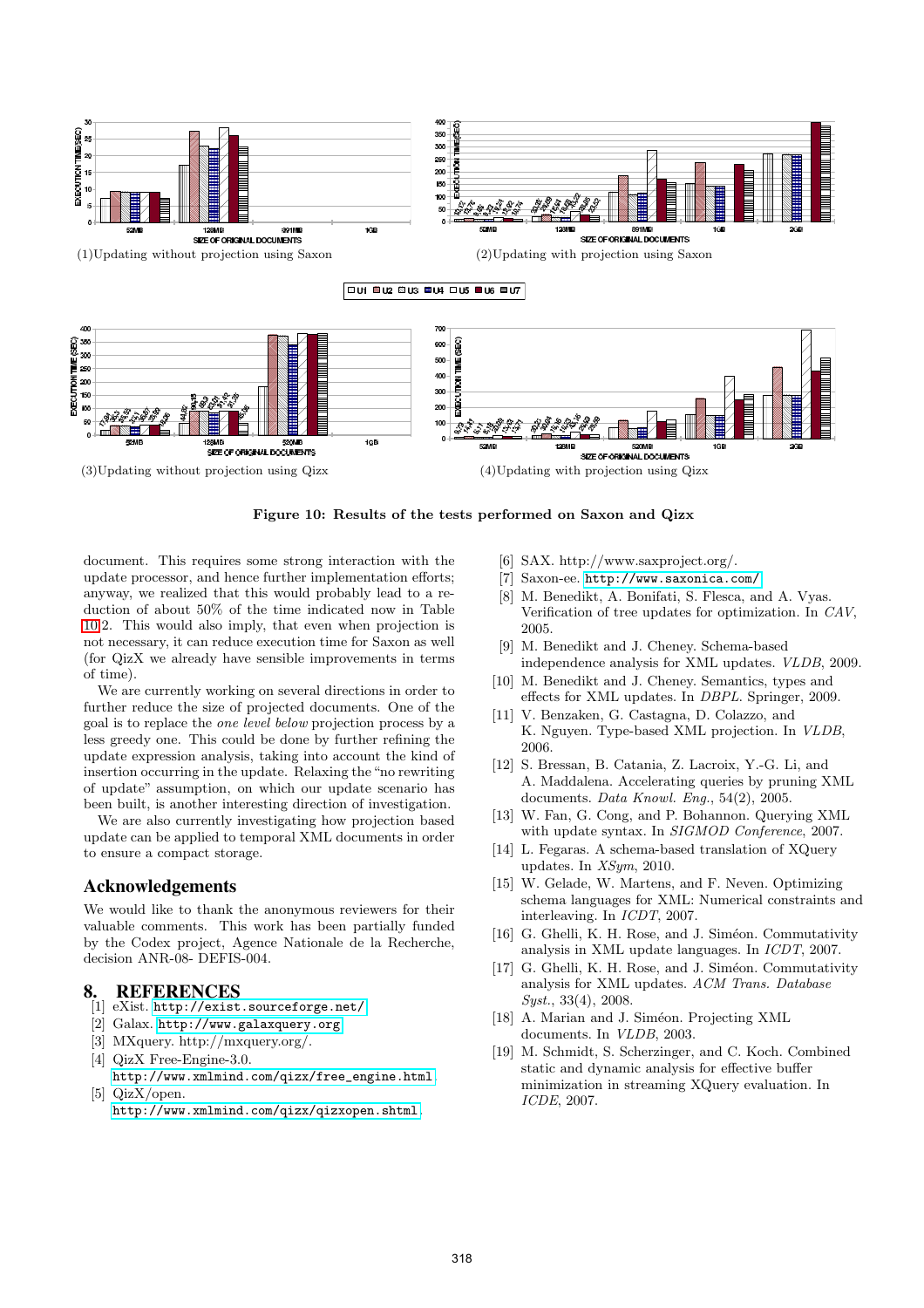EXECUTION TIME(SEC)

52MB 128MB 891MB 1GB

SIZE OF ORIGINAL DOCUMENTS

(1)Updating without projection using Saxon

EXECUTION TIME(SEC)

52MB 128MB 891MB 1GB 2GB

SIZE OF ORIGINAL DOCUMENTS

(2)Updating with projection using Saxon

U1 U2 U3 U4 U5 U6 U7

EXECUTION TIME (SEC)

52MB 128MB 520MB 1GB

SIZE OF ORIGINAL DOCUMENTS

(3)Updating without projection using Qizx

EXECUTION TIME (SEC)

52MB 128MB 520MB 1GB 2GB

SIZE OF ORIGINAL DOCUMENTS

(4)Updating with projection using Qizx

**Figure 10: Results of the tests performed on Saxon and Qizx**

document. This requires some strong interaction with the update processor, and hence further implementation efforts; anyway, we realized that this would probably lead to a reduction of about 50% of the time indicated now in Table 10.2. This would also imply, that even when projection is not necessary, it can reduce execution time for Saxon as well (for QizX we already have sensible improvements in terms of time).

We are currently working on several directions in order to further reduce the size of projected documents. One of the goal is to replace the *one level below* projection process by a less greedy one. This could be done by further refining the update expression analysis, taking into account the kind of insertion occurring in the update. Relaxing the "no rewriting of update" assumption, on which our update scenario has been built, is another interesting direction of investigation.

We are also currently investigating how projection based update can be applied to temporal XML documents in order to ensure a compact storage.

## Acknowledgements

We would like to thank the anonymous reviewers for their valuable comments. This work has been partially funded by the Codex project, Agence Nationale de la Recherche, decision ANR-08- DEFIS-004.

## 8. REFERENCES

[1] eXist. http://exist.sourceforge.net/.

[2] Galax. http://www.galaxquery.org.

[3] MXquery. http://mxquery.org/.

[4] QizX Free-Engine-3.0. http://www.xmlmind.com/qizx/free_engine.html.

[5] QizX/open. http://www.xmlmind.com/qizx/qizxopen.shtml.

[6] SAX. http://www.saxproject.org/.

[7] Saxon-ee. http://www.saxonica.com/.

[8] M. Benedikt, A. Bonifati, S. Flesca, and A. Vyas. Verification of tree updates for optimization. In *CAV*, 2005.

[9] M. Benedikt and J. Cheney. Schema-based independence analysis for XML updates. *VLDB*, 2009.

[10] M. Benedikt and J. Cheney. Semantics, types and effects for XML updates. In *DBPL*. Springer, 2009.

[11] V. Benzaken, G. Castagna, D. Colazzo, and K. Nguyen. Type-based XML projection. In *VLDB*, 2006.

[12] S. Bressan, B. Catania, Z. Lacroix, Y.-G. Li, and A. Maddalena. Accelerating queries by pruning XML documents. *Data Knowl. Eng.*, 54(2), 2005.

[13] W. Fan, G. Cong, and P. Bohannon. Querying XML with update syntax. In *SIGMOD Conference*, 2007.

[14] L. Fegaras. A schema-based translation of XQuery updates. In *XSym*, 2010.

[15] W. Gelade, W. Martens, and F. Neven. Optimizing schema languages for XML: Numerical constraints and interleaving. In *ICDT*, 2007.

[16] G. Ghelli, K. H. Rose, and J. Siméon. Commutativity analysis in XML update languages. In *ICDT*, 2007.

[17] G. Ghelli, K. H. Rose, and J. Siméon. Commutativity analysis for XML updates. *ACM Trans. Database Syst.*, 33(4), 2008.

[18] A. Marian and J. Siméon. Projecting XML documents. In *VLDB*, 2003.

[19] M. Schmidt, S. Scherzinger, and C. Koch. Combined static and dynamic analysis for effective buffer minimization in streaming XQuery evaluation. In *ICDE*, 2007.